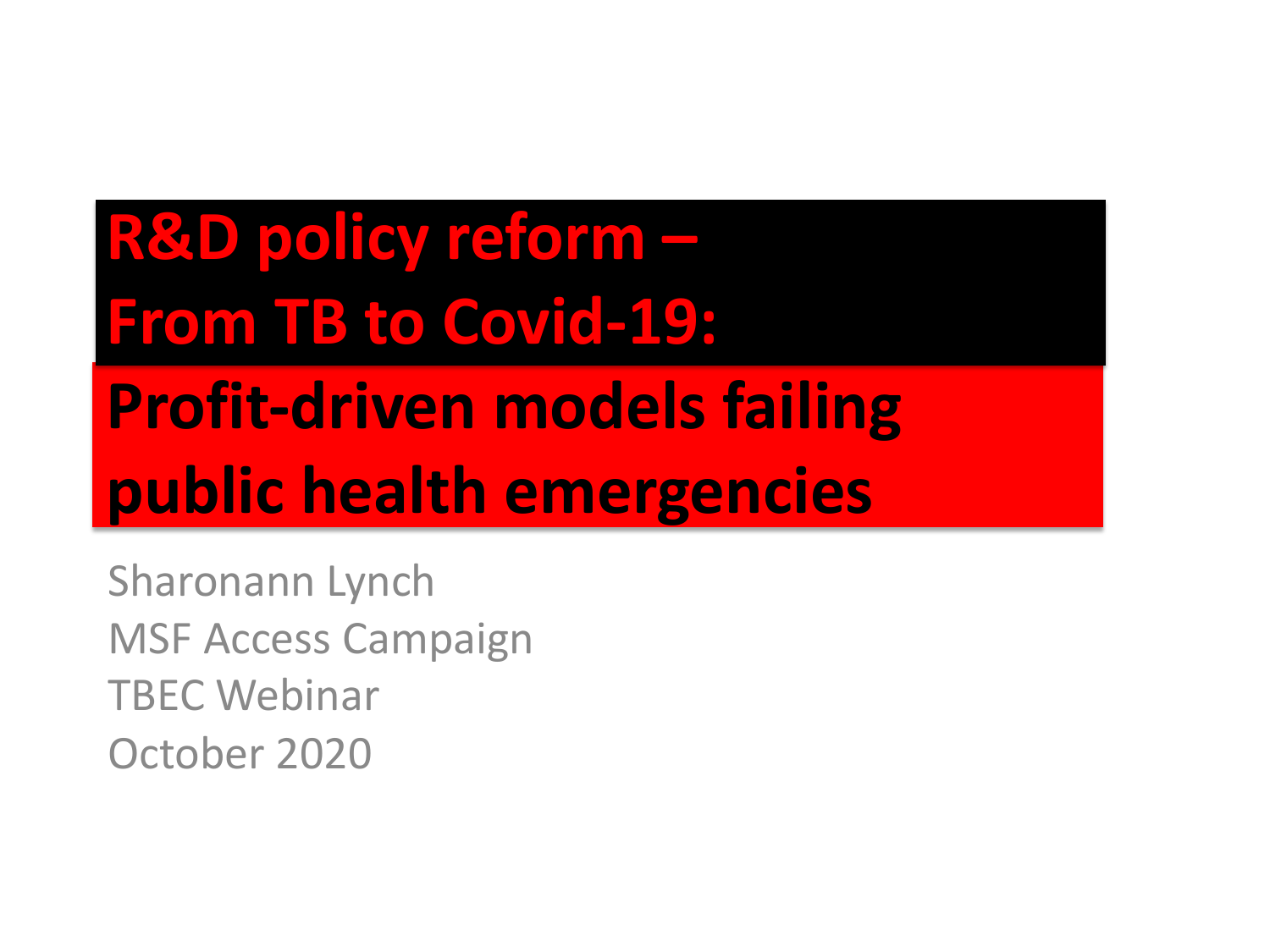# R&D policy reform – From TB to Covid-19: Profit-driven models failing public health emergencies

Sharonann Lynch
MSF Access Campaign
TBEC Webinar
October 2020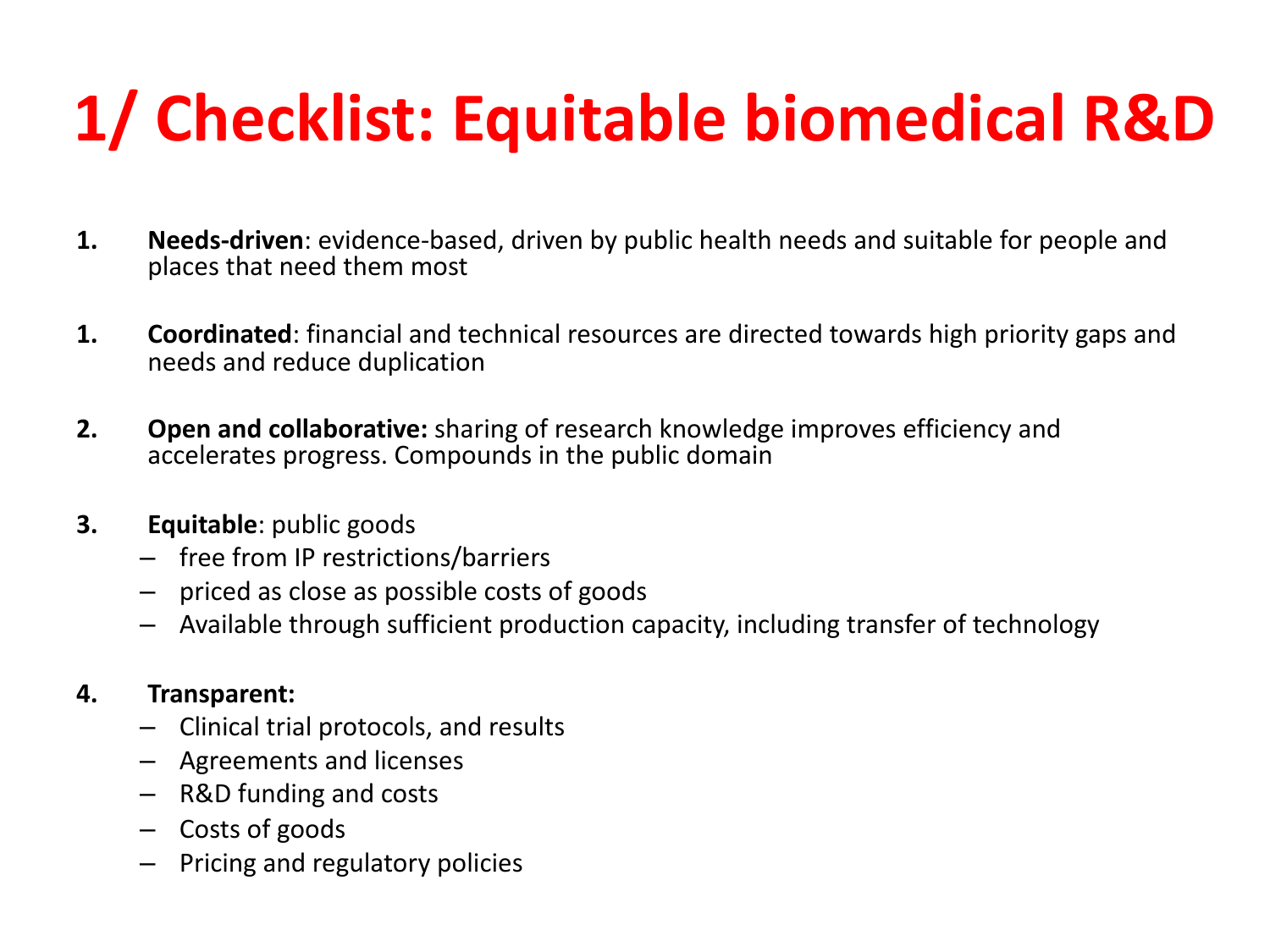# 1/ Checklist: Equitable biomedical R&D

1. **Needs-driven**: evidence-based, driven by public health needs and suitable for people and places that need them most

1. **Coordinated**: financial and technical resources are directed towards high priority gaps and needs and reduce duplication

2. **Open and collaborative:** sharing of research knowledge improves efficiency and accelerates progress. Compounds in the public domain

3. **Equitable**: public goods
   - free from IP restrictions/barriers
   - priced as close as possible costs of goods
   - Available through sufficient production capacity, including transfer of technology

4. **Transparent:**
   - Clinical trial protocols, and results
   - Agreements and licenses
   - R&D funding and costs
   - Costs of goods
   - Pricing and regulatory policies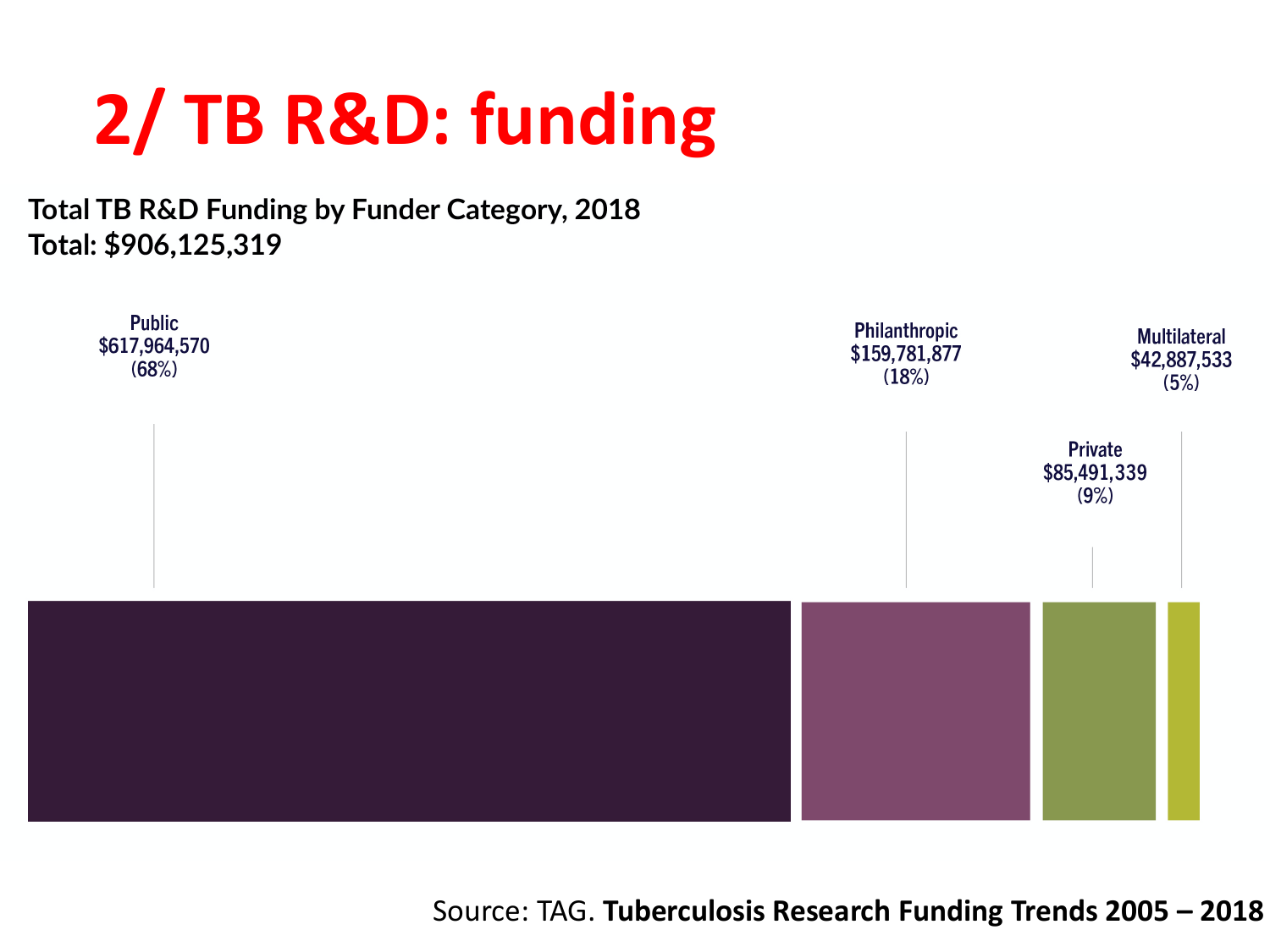# 2/ TB R&D: funding

**Total TB R&D Funding by Funder Category, 2018**
**Total: $906,125,319**

Public
$617,964,570
(68%)

Philanthropic
$159,781,877
(18%)

Private
$85,491,339
(9%)

Multilateral
$42,887,533
(5%)

Source: TAG. **Tuberculosis Research Funding Trends 2005 – 2018**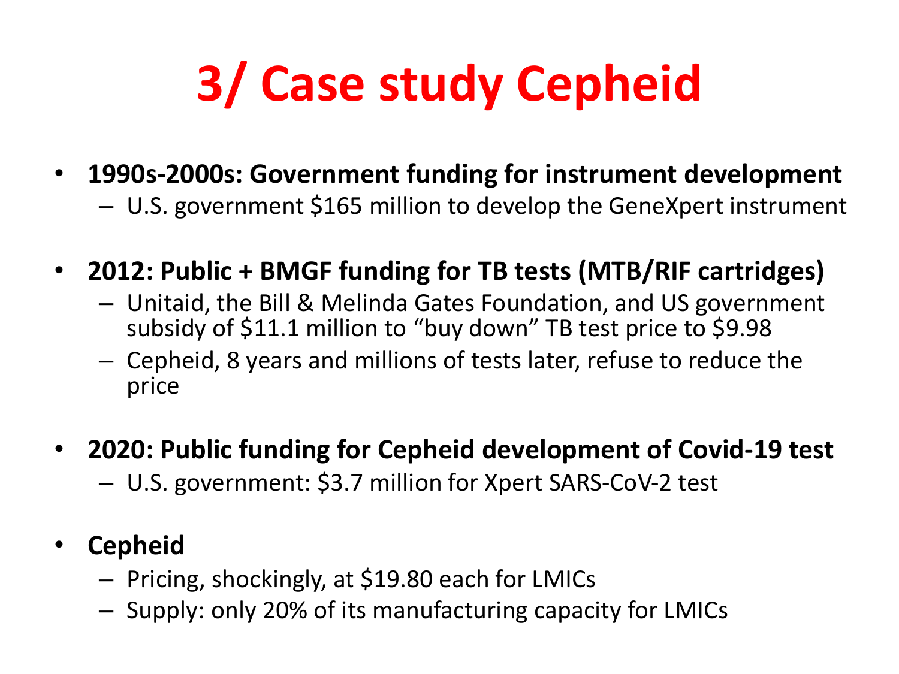# 3/ Case study Cepheid

- **1990s-2000s: Government funding for instrument development**
  - U.S. government $165 million to develop the GeneXpert instrument
- **2012: Public + BMGF funding for TB tests (MTB/RIF cartridges)**
  - Unitaid, the Bill & Melinda Gates Foundation, and US government subsidy of $11.1 million to "buy down" TB test price to $9.98
  - Cepheid, 8 years and millions of tests later, refuse to reduce the price
- **2020: Public funding for Cepheid development of Covid-19 test**
  - U.S. government: $3.7 million for Xpert SARS-CoV-2 test
- **Cepheid**
  - Pricing, shockingly, at $19.80 each for LMICs
  - Supply: only 20% of its manufacturing capacity for LMICs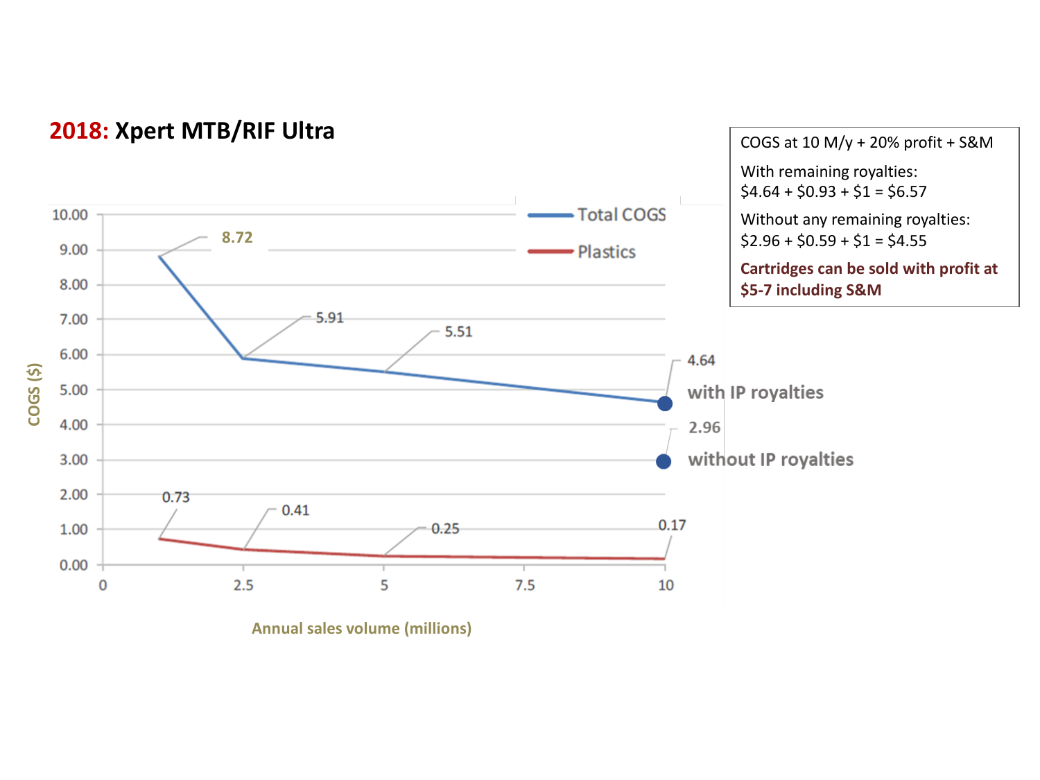# 2018: Xpert MTB/RIF Ultra

| Annual sales volume (millions) | Total COGS ($) | Plastics ($) |
|---|---|---|
| 1 | 8.72 | 0.73 |
| 2.5 | 5.91 | 0.41 |
| 5 | 5.51 | 0.25 |
| 10 | 4.64 (with IP royalties) | 0.17 |
| 10 | 2.96 (without IP royalties) | |

COGS at 10 M/y + 20% profit + S&M

With remaining royalties:
$4.64 + $0.93 + $1 = $6.57

Without any remaining royalties:
$2.96 + $0.59 + $1 = $4.55

**Cartridges can be sold with profit at $5-7 including S&M**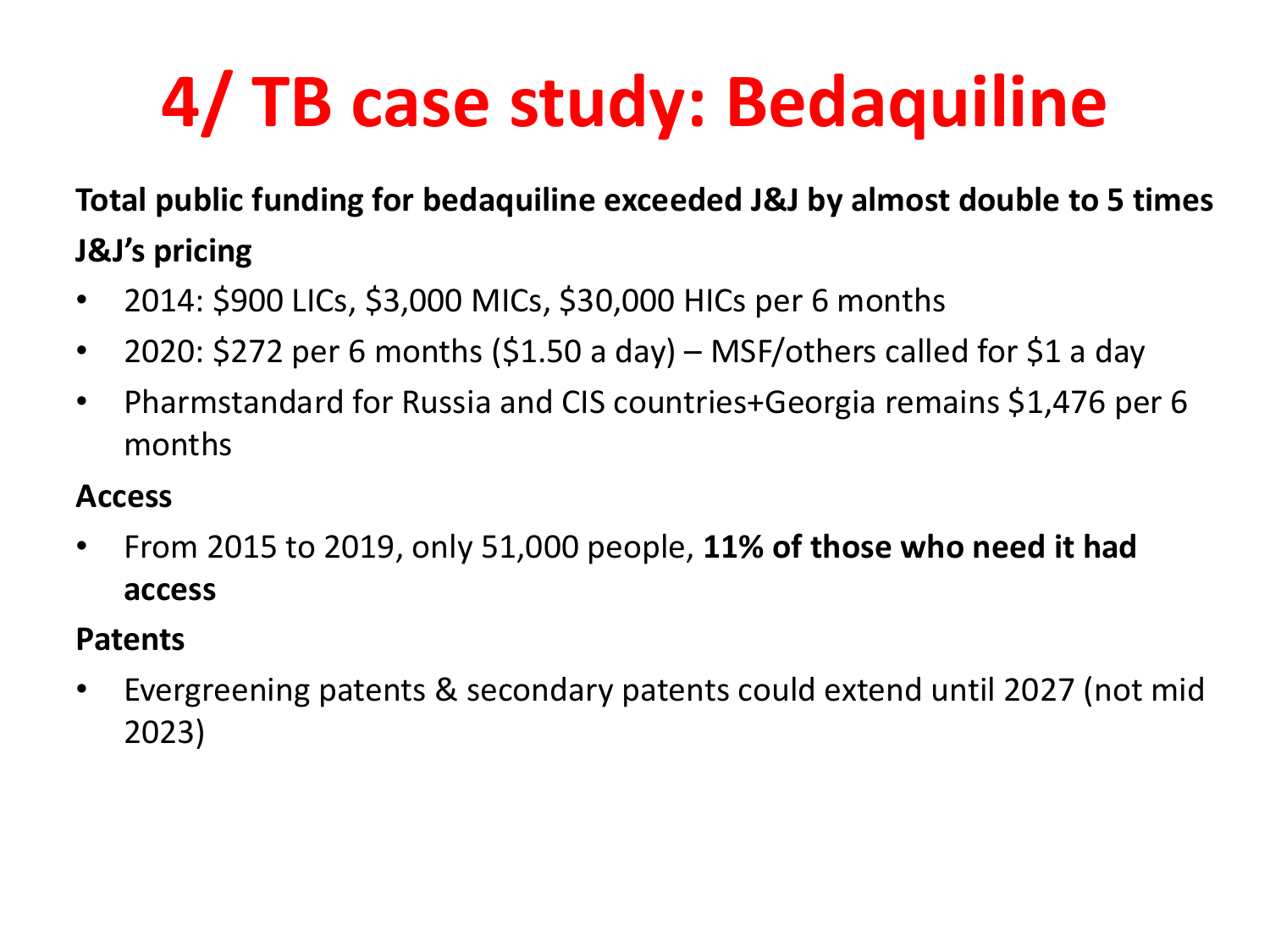# 4/ TB case study: Bedaquiline

**Total public funding for bedaquiline exceeded J&J by almost double to 5 times**

**J&J's pricing**

- 2014: $900 LICs, $3,000 MICs, $30,000 HICs per 6 months
- 2020: $272 per 6 months ($1.50 a day) – MSF/others called for $1 a day
- Pharmstandard for Russia and CIS countries+Georgia remains $1,476 per 6 months

**Access**

- From 2015 to 2019, only 51,000 people, **11% of those who need it had access**

**Patents**

- Evergreening patents & secondary patents could extend until 2027 (not mid 2023)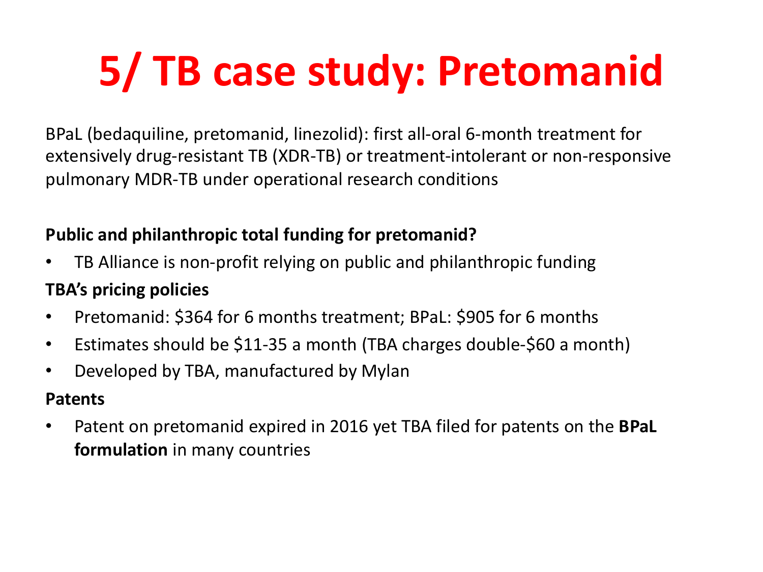# 5/ TB case study: Pretomanid

BPaL (bedaquiline, pretomanid, linezolid): first all-oral 6-month treatment for extensively drug-resistant TB (XDR-TB) or treatment-intolerant or non-responsive pulmonary MDR-TB under operational research conditions

**Public and philanthropic total funding for pretomanid?**

- TB Alliance is non-profit relying on public and philanthropic funding

**TBA's pricing policies**

- Pretomanid: $364 for 6 months treatment; BPaL: $905 for 6 months
- Estimates should be $11-35 a month (TBA charges double-$60 a month)
- Developed by TBA, manufactured by Mylan

**Patents**

- Patent on pretomanid expired in 2016 yet TBA filed for patents on the **BPaL formulation** in many countries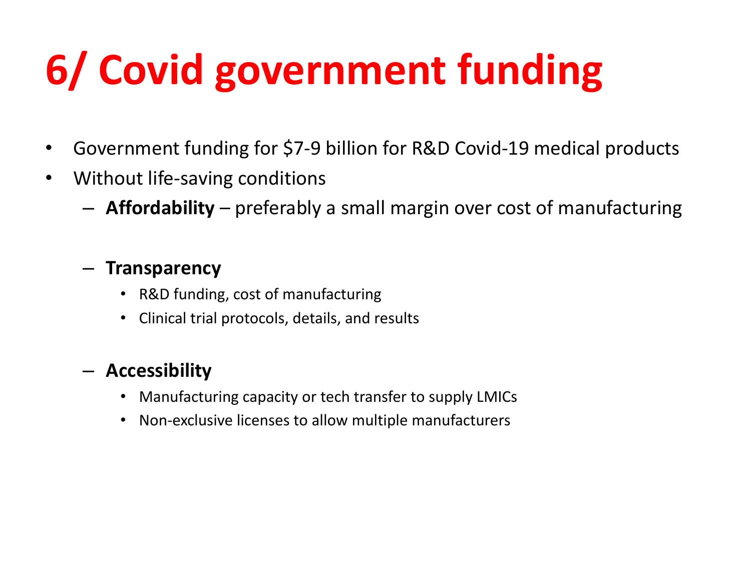# 6/ Covid government funding

- Government funding for $7-9 billion for R&D Covid-19 medical products
- Without life-saving conditions
  - **Affordability** – preferably a small margin over cost of manufacturing
  - **Transparency**
    - R&D funding, cost of manufacturing
    - Clinical trial protocols, details, and results
  - **Accessibility**
    - Manufacturing capacity or tech transfer to supply LMICs
    - Non-exclusive licenses to allow multiple manufacturers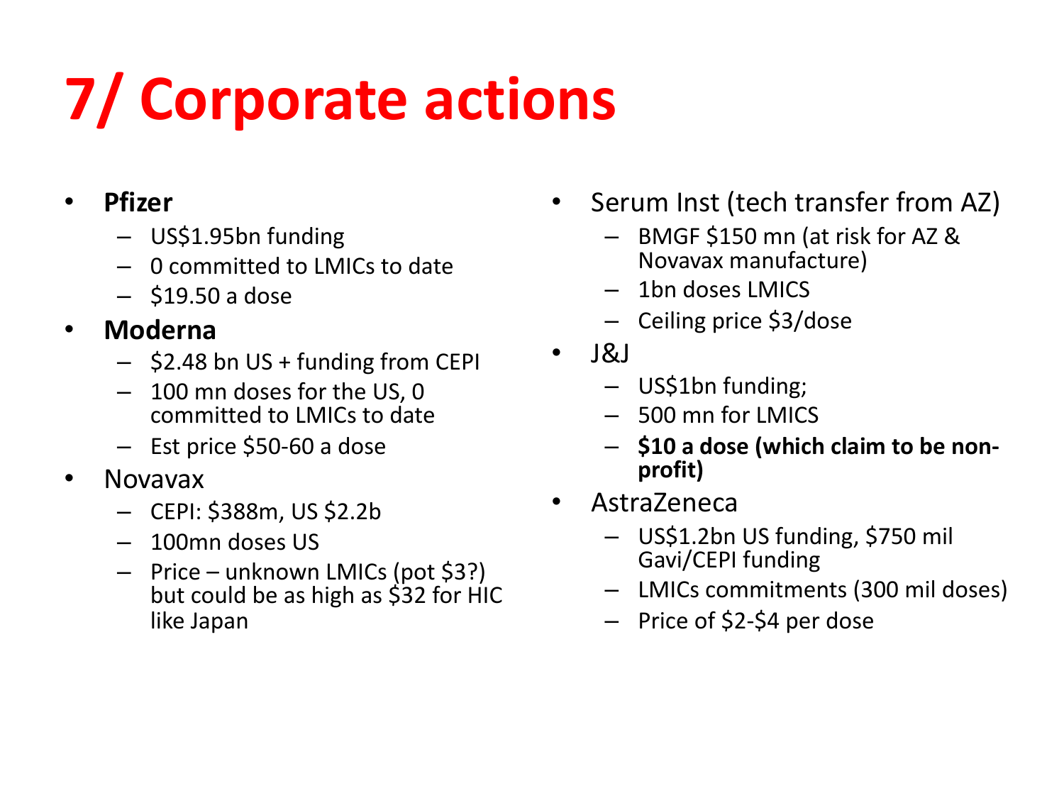# 7/ Corporate actions

- **Pfizer**
  - US$1.95bn funding
  - 0 committed to LMICs to date
  - $19.50 a dose
- **Moderna**
  - $2.48 bn US + funding from CEPI
  - 100 mn doses for the US, 0 committed to LMICs to date
  - Est price $50-60 a dose
- Novavax
  - CEPI: $388m, US $2.2b
  - 100mn doses US
  - Price – unknown LMICs (pot $3?) but could be as high as $32 for HIC like Japan
- Serum Inst (tech transfer from AZ)
  - BMGF $150 mn (at risk for AZ & Novavax manufacture)
  - 1bn doses LMICS
  - Ceiling price $3/dose
- J&J
  - US$1bn funding;
  - 500 mn for LMICS
  - **$10 a dose (which claim to be non-profit)**
- AstraZeneca
  - US$1.2bn US funding, $750 mil Gavi/CEPI funding
  - LMICs commitments (300 mil doses)
  - Price of $2-$4 per dose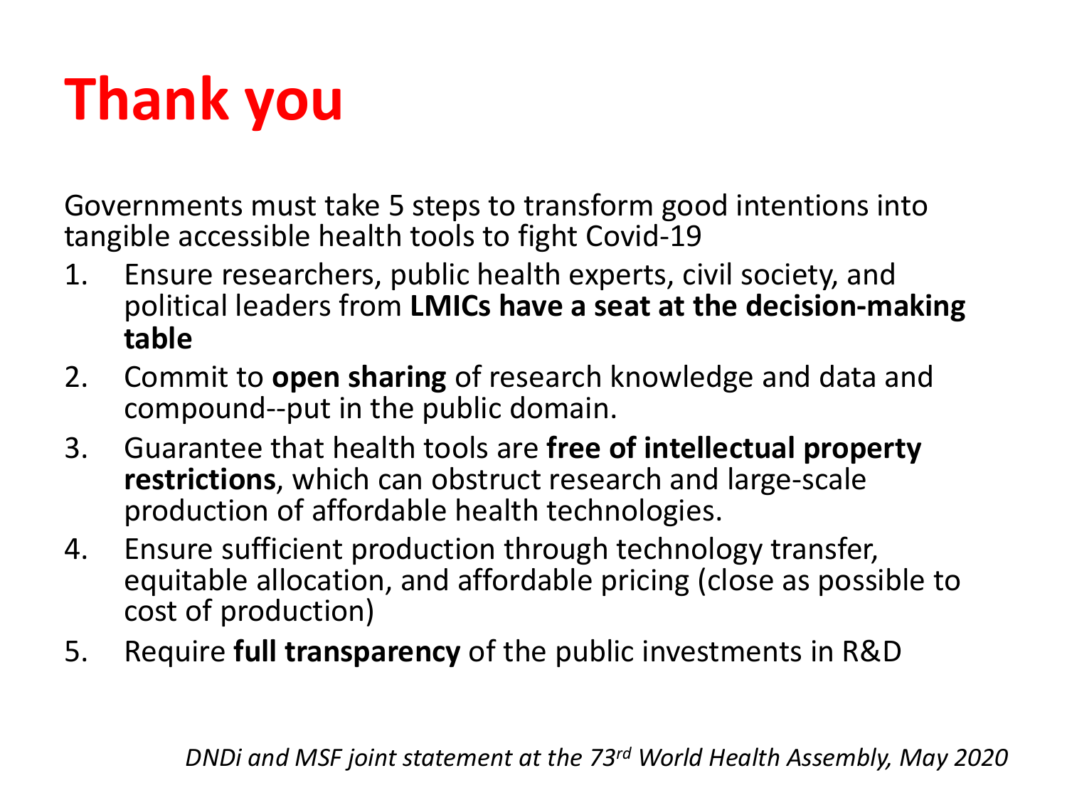# Thank you

Governments must take 5 steps to transform good intentions into tangible accessible health tools to fight Covid-19

1. Ensure researchers, public health experts, civil society, and political leaders from **LMICs have a seat at the decision-making table**
2. Commit to **open sharing** of research knowledge and data and compound--put in the public domain.
3. Guarantee that health tools are **free of intellectual property restrictions**, which can obstruct research and large-scale production of affordable health technologies.
4. Ensure sufficient production through technology transfer, equitable allocation, and affordable pricing (close as possible to cost of production)
5. Require **full transparency** of the public investments in R&D

*DNDi and MSF joint statement at the 73rd World Health Assembly, May 2020*